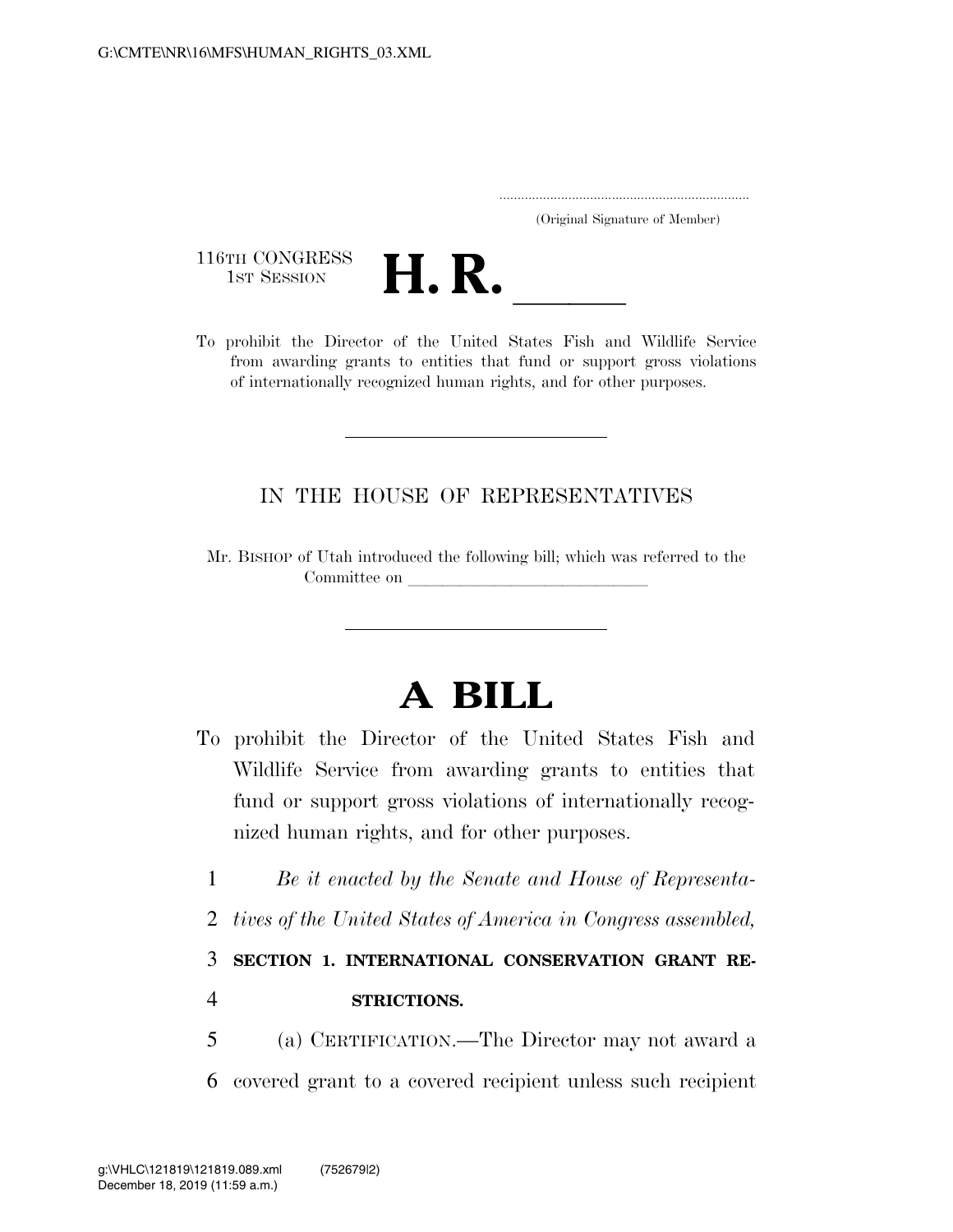(Original Signature of Member)

116TH CONGRESS
1ST SESSION

# H. R. \_\_\_\_\_

To prohibit the Director of the United States Fish and Wildlife Service from awarding grants to entities that fund or support gross violations of internationally recognized human rights, and for other purposes.

---

IN THE HOUSE OF REPRESENTATIVES

Mr. BISHOP of Utah introduced the following bill; which was referred to the Committee on \_\_\_\_\_\_\_\_\_\_\_\_\_\_\_\_\_\_\_\_\_\_\_\_\_\_\_\_

---

# A BILL

To prohibit the Director of the United States Fish and Wildlife Service from awarding grants to entities that fund or support gross violations of internationally recognized human rights, and for other purposes.

1 *Be it enacted by the Senate and House of Representa-*
2 *tives of the United States of America in Congress assembled,*

3 **SECTION 1. INTERNATIONAL CONSERVATION GRANT RE-**
4 **STRICTIONS.**

5 (a) CERTIFICATION.—The Director may not award a
6 covered grant to a covered recipient unless such recipient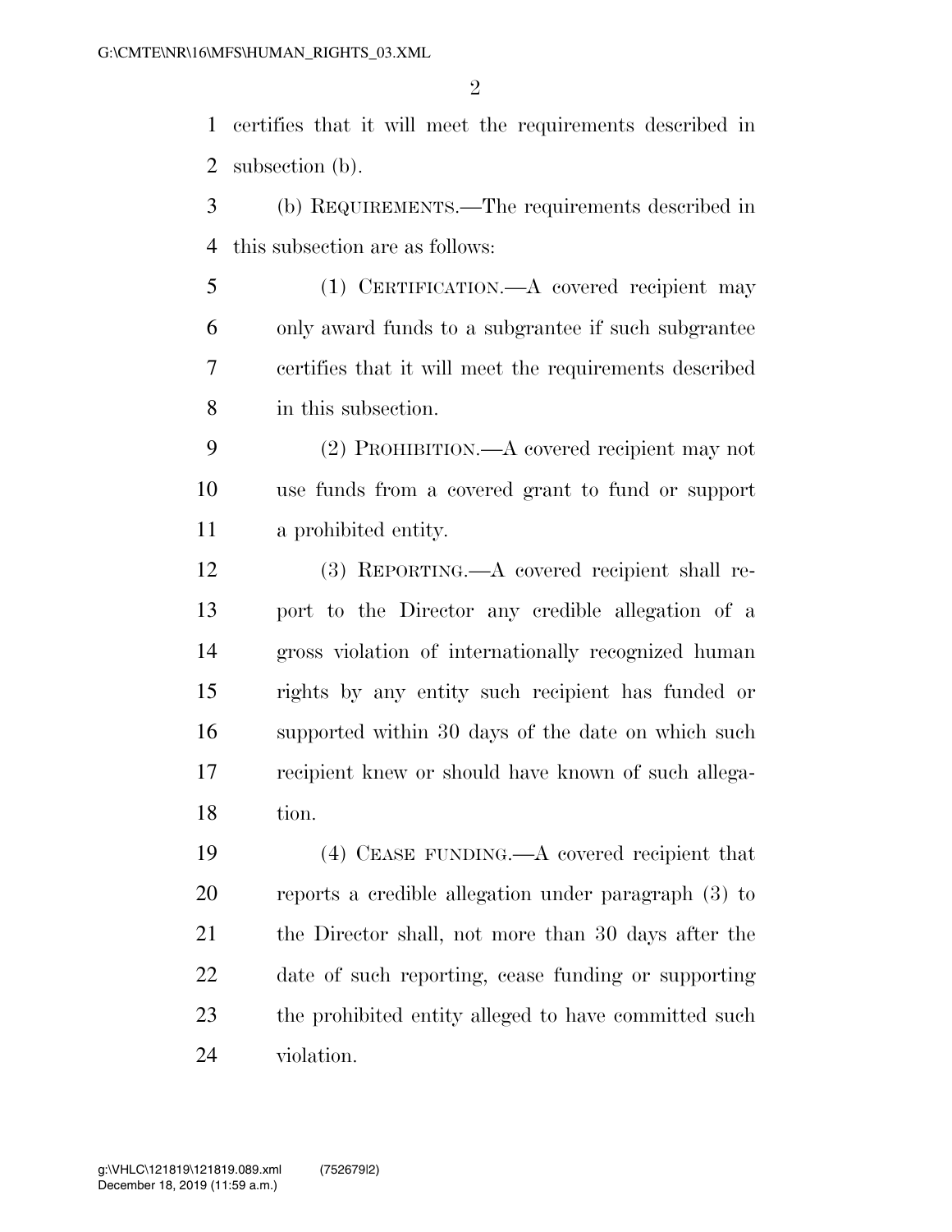certifies that it will meet the requirements described in subsection (b).

(b) REQUIREMENTS.—The requirements described in this subsection are as follows:

(1) CERTIFICATION.—A covered recipient may only award funds to a subgrantee if such subgrantee certifies that it will meet the requirements described in this subsection.

(2) PROHIBITION.—A covered recipient may not use funds from a covered grant to fund or support a prohibited entity.

(3) REPORTING.—A covered recipient shall report to the Director any credible allegation of a gross violation of internationally recognized human rights by any entity such recipient has funded or supported within 30 days of the date on which such recipient knew or should have known of such allegation.

(4) CEASE FUNDING.—A covered recipient that reports a credible allegation under paragraph (3) to the Director shall, not more than 30 days after the date of such reporting, cease funding or supporting the prohibited entity alleged to have committed such violation.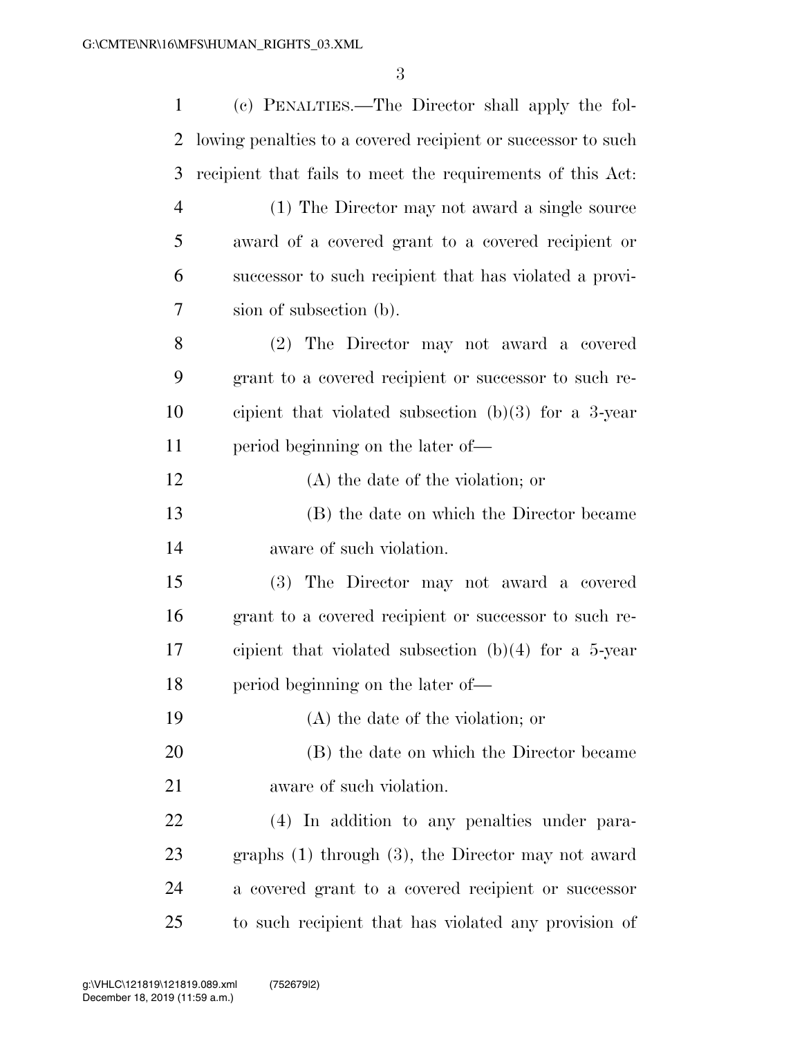(c) PENALTIES.—The Director shall apply the following penalties to a covered recipient or successor to such recipient that fails to meet the requirements of this Act:

(1) The Director may not award a single source award of a covered grant to a covered recipient or successor to such recipient that has violated a provision of subsection (b).

(2) The Director may not award a covered grant to a covered recipient or successor to such recipient that violated subsection (b)(3) for a 3-year period beginning on the later of—

(A) the date of the violation; or

(B) the date on which the Director became aware of such violation.

(3) The Director may not award a covered grant to a covered recipient or successor to such recipient that violated subsection (b)(4) for a 5-year period beginning on the later of—

(A) the date of the violation; or

(B) the date on which the Director became aware of such violation.

(4) In addition to any penalties under paragraphs (1) through (3), the Director may not award a covered grant to a covered recipient or successor to such recipient that has violated any provision of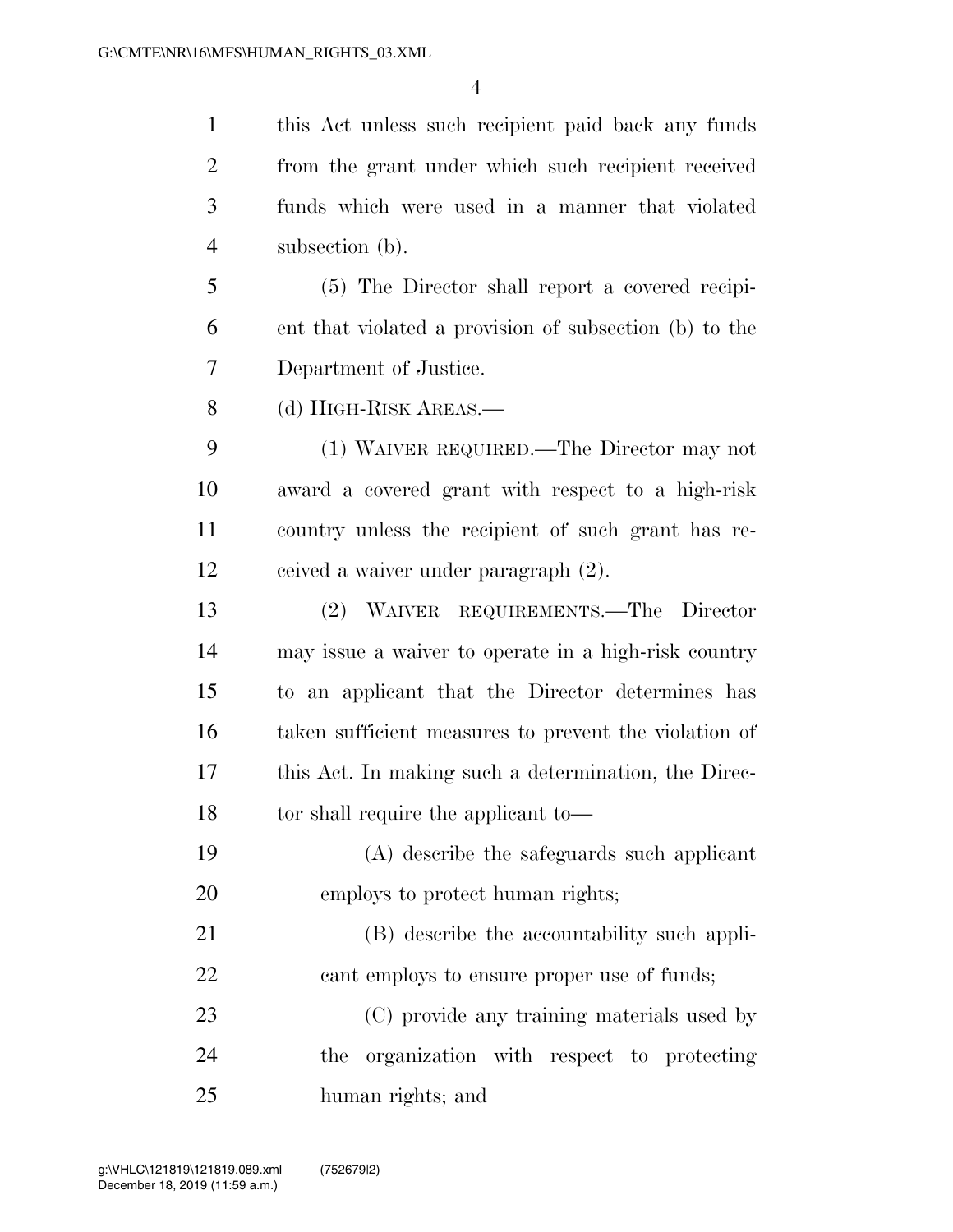this Act unless such recipient paid back any funds from the grant under which such recipient received funds which were used in a manner that violated subsection (b).

(5) The Director shall report a covered recipient that violated a provision of subsection (b) to the Department of Justice.

(d) HIGH-RISK AREAS.—

(1) WAIVER REQUIRED.—The Director may not award a covered grant with respect to a high-risk country unless the recipient of such grant has received a waiver under paragraph (2).

(2) WAIVER REQUIREMENTS.—The Director may issue a waiver to operate in a high-risk country to an applicant that the Director determines has taken sufficient measures to prevent the violation of this Act. In making such a determination, the Director shall require the applicant to—

(A) describe the safeguards such applicant employs to protect human rights;

(B) describe the accountability such applicant employs to ensure proper use of funds;

(C) provide any training materials used by the organization with respect to protecting human rights; and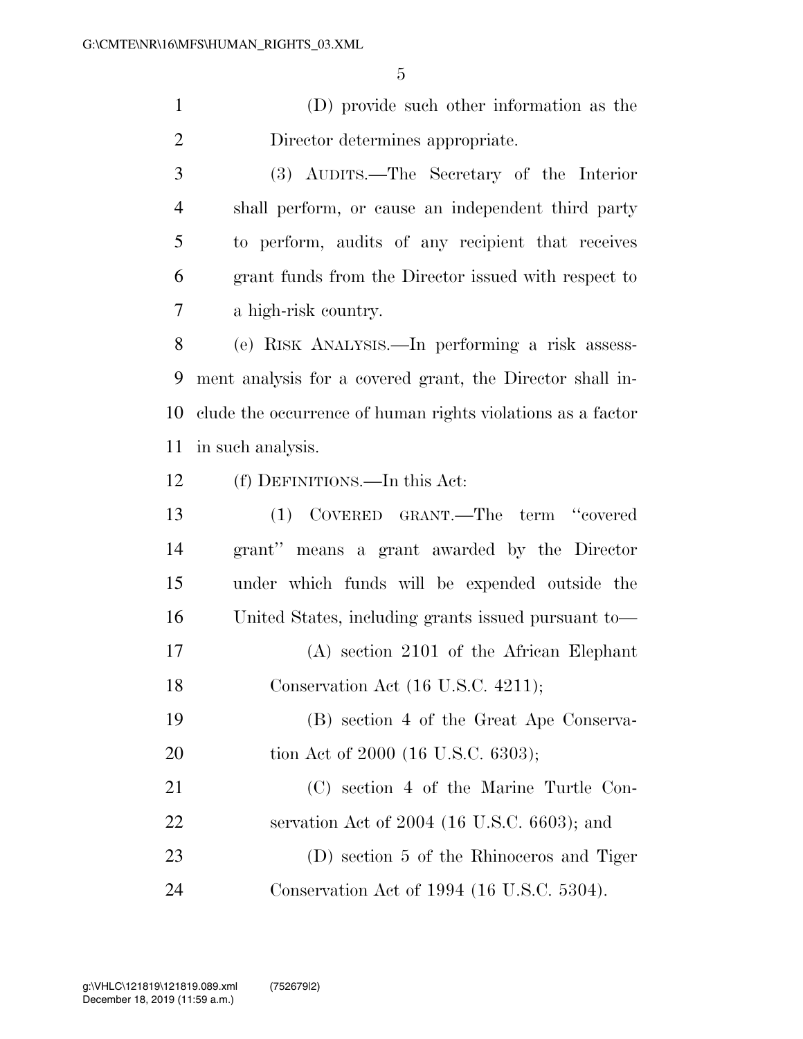(D) provide such other information as the Director determines appropriate.

(3) AUDITS.—The Secretary of the Interior shall perform, or cause an independent third party to perform, audits of any recipient that receives grant funds from the Director issued with respect to a high-risk country.

(e) RISK ANALYSIS.—In performing a risk assessment analysis for a covered grant, the Director shall include the occurrence of human rights violations as a factor in such analysis.

(f) DEFINITIONS.—In this Act:

(1) COVERED GRANT.—The term ''covered grant'' means a grant awarded by the Director under which funds will be expended outside the United States, including grants issued pursuant to—

(A) section 2101 of the African Elephant Conservation Act (16 U.S.C. 4211);

(B) section 4 of the Great Ape Conservation Act of 2000 (16 U.S.C. 6303);

(C) section 4 of the Marine Turtle Conservation Act of 2004 (16 U.S.C. 6603); and

(D) section 5 of the Rhinoceros and Tiger Conservation Act of 1994 (16 U.S.C. 5304).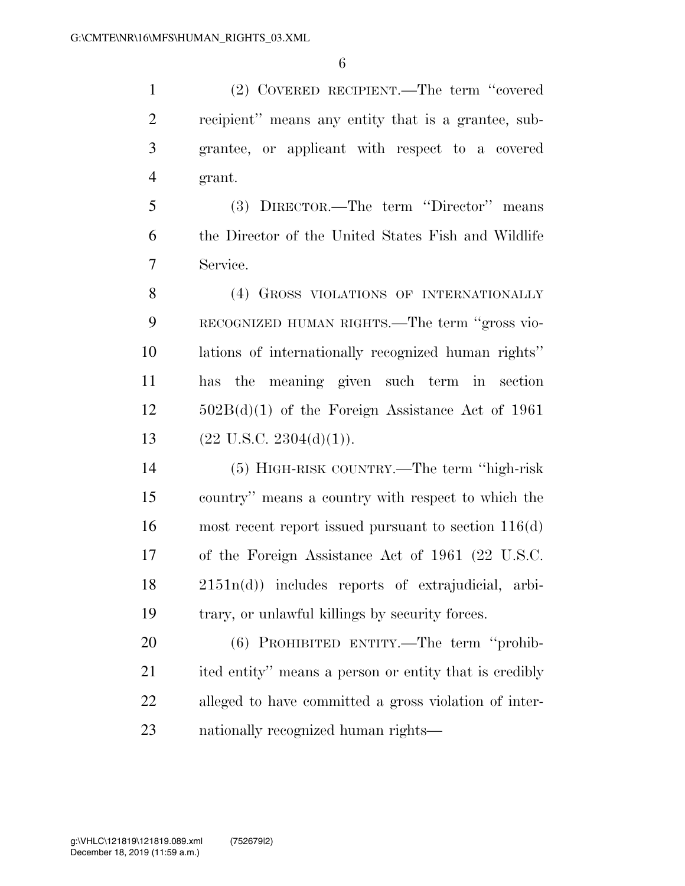(2) COVERED RECIPIENT.—The term ''covered recipient'' means any entity that is a grantee, subgrantee, or applicant with respect to a covered grant.

(3) DIRECTOR.—The term ''Director'' means the Director of the United States Fish and Wildlife Service.

(4) GROSS VIOLATIONS OF INTERNATIONALLY RECOGNIZED HUMAN RIGHTS.—The term ''gross violations of internationally recognized human rights'' has the meaning given such term in section 502B(d)(1) of the Foreign Assistance Act of 1961 (22 U.S.C. 2304(d)(1)).

(5) HIGH-RISK COUNTRY.—The term ''high-risk country'' means a country with respect to which the most recent report issued pursuant to section 116(d) of the Foreign Assistance Act of 1961 (22 U.S.C. 2151n(d)) includes reports of extrajudicial, arbitrary, or unlawful killings by security forces.

(6) PROHIBITED ENTITY.—The term ''prohibited entity'' means a person or entity that is credibly alleged to have committed a gross violation of internationally recognized human rights—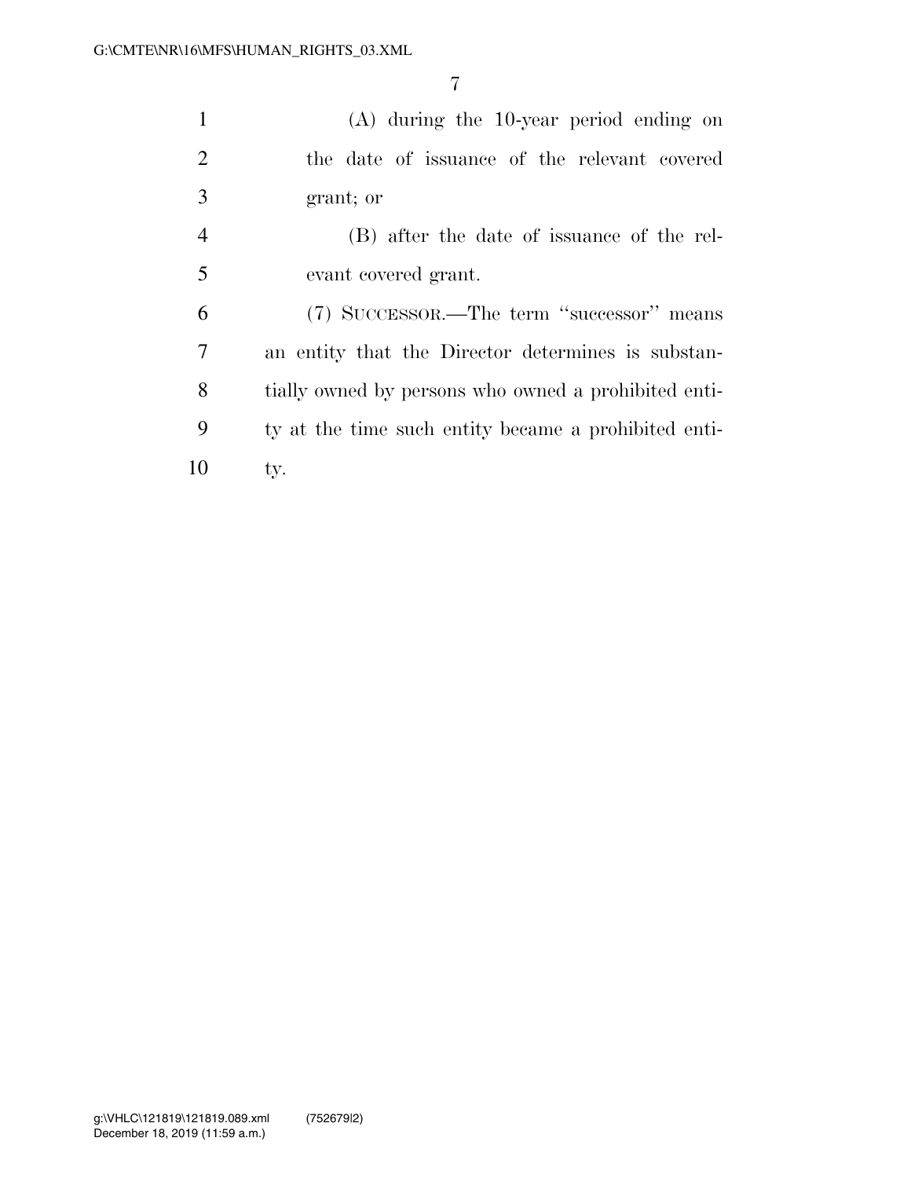(A) during the 10-year period ending on the date of issuance of the relevant covered grant; or

(B) after the date of issuance of the relevant covered grant.

(7) SUCCESSOR.—The term "successor" means an entity that the Director determines is substantially owned by persons who owned a prohibited entity at the time such entity became a prohibited entity.